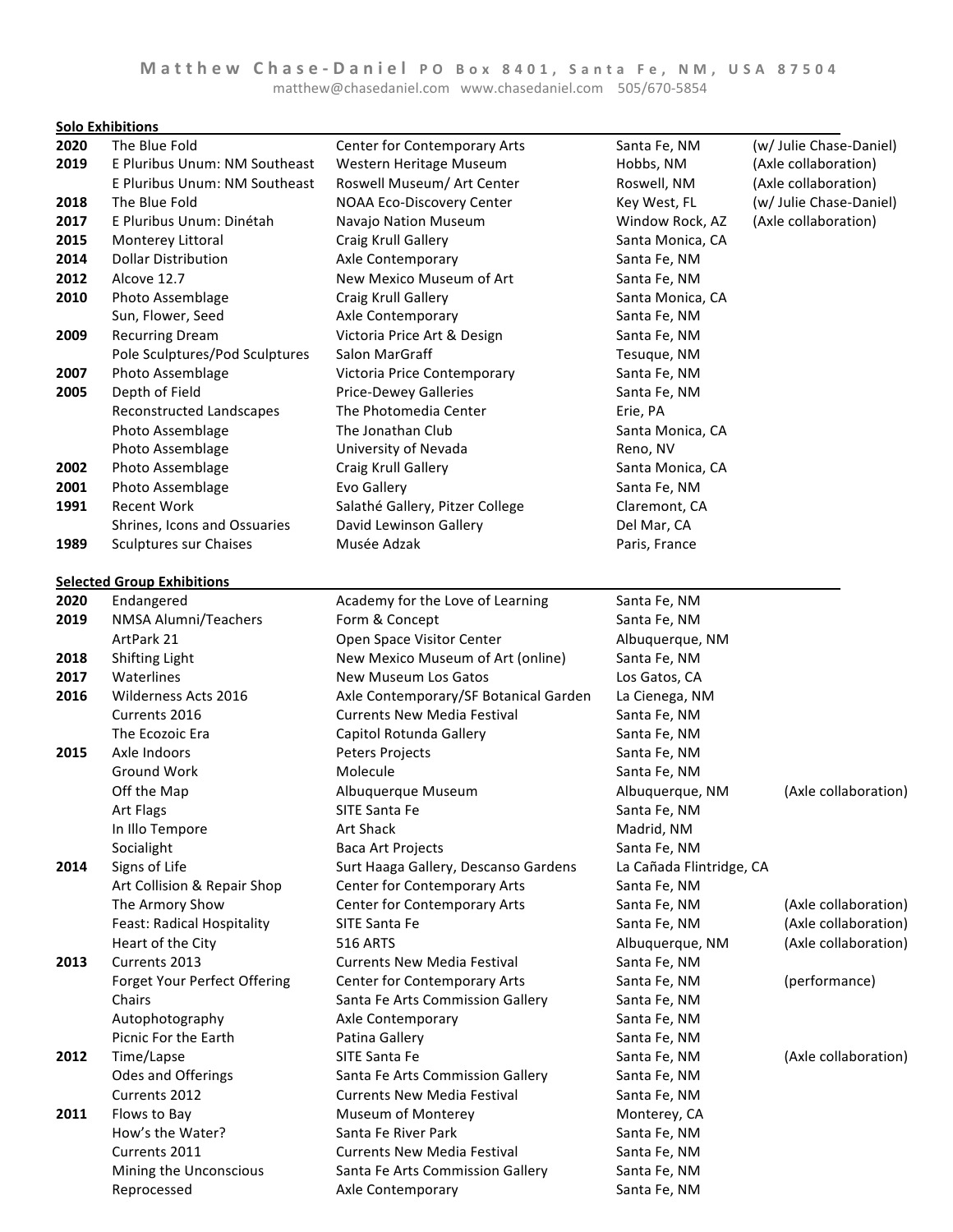**Matthew Chase-Daniel** PO Box 8401, Santa Fe, NM, USA 87504
matthew@chasedaniel.com www.chasedaniel.com 505/670-5854

## Solo Exhibitions

| Year | Title | Venue | Location | Notes |
|---|---|---|---|---|
| 2020 | The Blue Fold | Center for Contemporary Arts | Santa Fe, NM | (w/ Julie Chase-Daniel) |
| 2019 | E Pluribus Unum: NM Southeast | Western Heritage Museum | Hobbs, NM | (Axle collaboration) |
| | E Pluribus Unum: NM Southeast | Roswell Museum/ Art Center | Roswell, NM | (Axle collaboration) |
| 2018 | The Blue Fold | NOAA Eco-Discovery Center | Key West, FL | (w/ Julie Chase-Daniel) |
| 2017 | E Pluribus Unum: Dinétah | Navajo Nation Museum | Window Rock, AZ | (Axle collaboration) |
| 2015 | Monterey Littoral | Craig Krull Gallery | Santa Monica, CA | |
| 2014 | Dollar Distribution | Axle Contemporary | Santa Fe, NM | |
| 2012 | Alcove 12.7 | New Mexico Museum of Art | Santa Fe, NM | |
| 2010 | Photo Assemblage | Craig Krull Gallery | Santa Monica, CA | |
| | Sun, Flower, Seed | Axle Contemporary | Santa Fe, NM | |
| 2009 | Recurring Dream | Victoria Price Art & Design | Santa Fe, NM | |
| | Pole Sculptures/Pod Sculptures | Salon MarGraff | Tesuque, NM | |
| 2007 | Photo Assemblage | Victoria Price Contemporary | Santa Fe, NM | |
| 2005 | Depth of Field | Price-Dewey Galleries | Santa Fe, NM | |
| | Reconstructed Landscapes | The Photomedia Center | Erie, PA | |
| | Photo Assemblage | The Jonathan Club | Santa Monica, CA | |
| | Photo Assemblage | University of Nevada | Reno, NV | |
| 2002 | Photo Assemblage | Craig Krull Gallery | Santa Monica, CA | |
| 2001 | Photo Assemblage | Evo Gallery | Santa Fe, NM | |
| 1991 | Recent Work | Salathé Gallery, Pitzer College | Claremont, CA | |
| | Shrines, Icons and Ossuaries | David Lewinson Gallery | Del Mar, CA | |
| 1989 | Sculptures sur Chaises | Musée Adzak | Paris, France | |

## Selected Group Exhibitions

| Year | Title | Venue | Location | Notes |
|---|---|---|---|---|
| 2020 | Endangered | Academy for the Love of Learning | Santa Fe, NM | |
| 2019 | NMSA Alumni/Teachers | Form & Concept | Santa Fe, NM | |
| | ArtPark 21 | Open Space Visitor Center | Albuquerque, NM | |
| 2018 | Shifting Light | New Mexico Museum of Art (online) | Santa Fe, NM | |
| 2017 | Waterlines | New Museum Los Gatos | Los Gatos, CA | |
| 2016 | Wilderness Acts 2016 | Axle Contemporary/SF Botanical Garden | La Cienega, NM | |
| | Currents 2016 | Currents New Media Festival | Santa Fe, NM | |
| | The Ecozoic Era | Capitol Rotunda Gallery | Santa Fe, NM | |
| 2015 | Axle Indoors | Peters Projects | Santa Fe, NM | |
| | Ground Work | Molecule | Santa Fe, NM | |
| | Off the Map | Albuquerque Museum | Albuquerque, NM | (Axle collaboration) |
| | Art Flags | SITE Santa Fe | Santa Fe, NM | |
| | In Illo Tempore | Art Shack | Madrid, NM | |
| | Socialight | Baca Art Projects | Santa Fe, NM | |
| 2014 | Signs of Life | Surt Haaga Gallery, Descanso Gardens | La Cañada Flintridge, CA | |
| | Art Collision & Repair Shop | Center for Contemporary Arts | Santa Fe, NM | |
| | The Armory Show | Center for Contemporary Arts | Santa Fe, NM | (Axle collaboration) |
| | Feast: Radical Hospitality | SITE Santa Fe | Santa Fe, NM | (Axle collaboration) |
| | Heart of the City | 516 ARTS | Albuquerque, NM | (Axle collaboration) |
| 2013 | Currents 2013 | Currents New Media Festival | Santa Fe, NM | |
| | Forget Your Perfect Offering | Center for Contemporary Arts | Santa Fe, NM | (performance) |
| | Chairs | Santa Fe Arts Commission Gallery | Santa Fe, NM | |
| | Autophotography | Axle Contemporary | Santa Fe, NM | |
| | Picnic For the Earth | Patina Gallery | Santa Fe, NM | |
| 2012 | Time/Lapse | SITE Santa Fe | Santa Fe, NM | (Axle collaboration) |
| | Odes and Offerings | Santa Fe Arts Commission Gallery | Santa Fe, NM | |
| | Currents 2012 | Currents New Media Festival | Santa Fe, NM | |
| 2011 | Flows to Bay | Museum of Monterey | Monterey, CA | |
| | How's the Water? | Santa Fe River Park | Santa Fe, NM | |
| | Currents 2011 | Currents New Media Festival | Santa Fe, NM | |
| | Mining the Unconscious | Santa Fe Arts Commission Gallery | Santa Fe, NM | |
| | Reprocessed | Axle Contemporary | Santa Fe, NM | |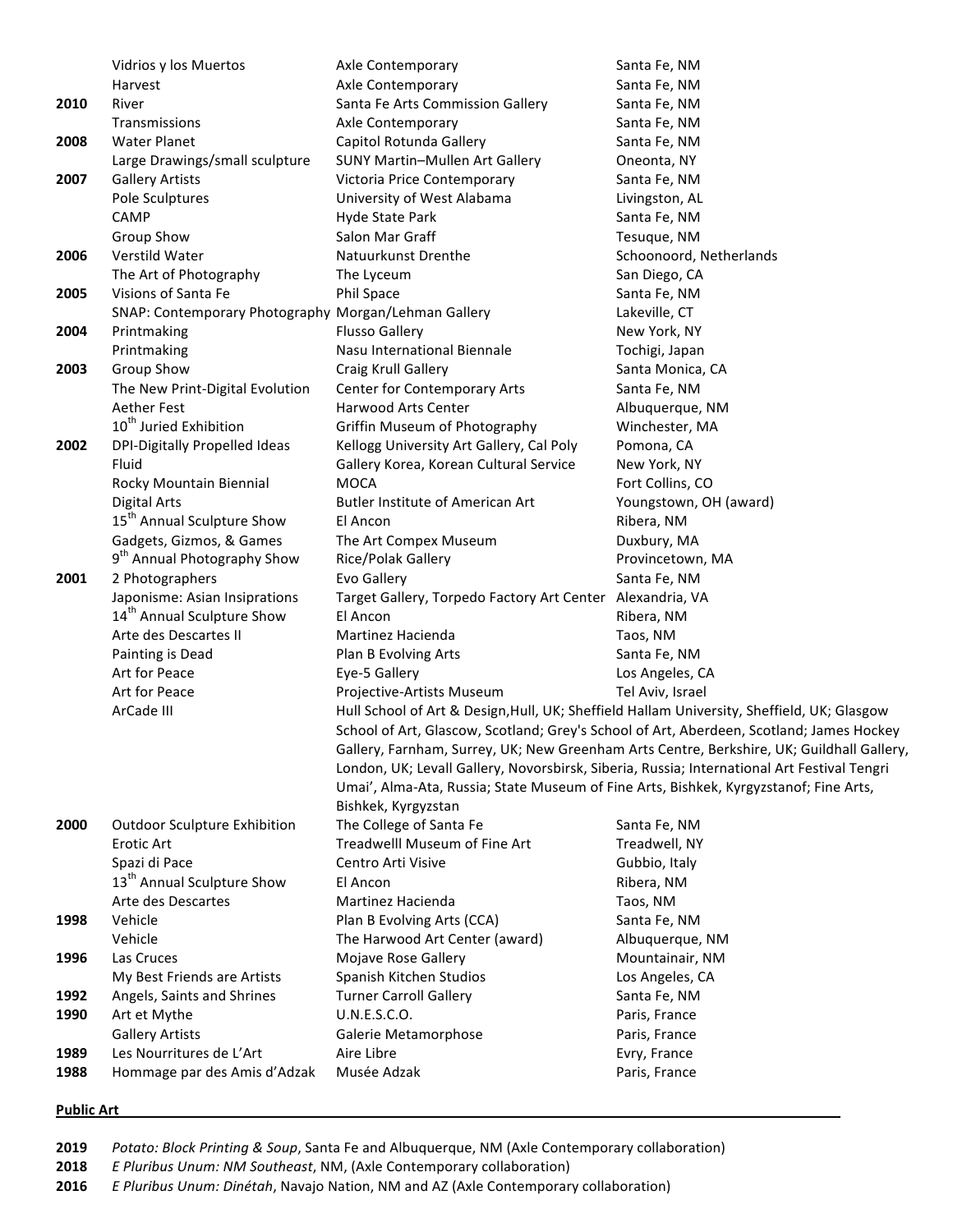| | | | |
|---|---|---|---|
| | Vidrios y los Muertos | Axle Contemporary | Santa Fe, NM |
| | Harvest | Axle Contemporary | Santa Fe, NM |
| **2010** | River | Santa Fe Arts Commission Gallery | Santa Fe, NM |
| | Transmissions | Axle Contemporary | Santa Fe, NM |
| **2008** | Water Planet | Capitol Rotunda Gallery | Santa Fe, NM |
| | Large Drawings/small sculpture | SUNY Martin–Mullen Art Gallery | Oneonta, NY |
| **2007** | Gallery Artists | Victoria Price Contemporary | Santa Fe, NM |
| | Pole Sculptures | University of West Alabama | Livingston, AL |
| | CAMP | Hyde State Park | Santa Fe, NM |
| | Group Show | Salon Mar Graff | Tesuque, NM |
| **2006** | Verstild Water | Natuurkunst Drenthe | Schoonoord, Netherlands |
| | The Art of Photography | The Lyceum | San Diego, CA |
| **2005** | Visions of Santa Fe | Phil Space | Santa Fe, NM |
| | SNAP: Contemporary Photography | Morgan/Lehman Gallery | Lakeville, CT |
| **2004** | Printmaking | Flusso Gallery | New York, NY |
| | Printmaking | Nasu International Biennale | Tochigi, Japan |
| **2003** | Group Show | Craig Krull Gallery | Santa Monica, CA |
| | The New Print-Digital Evolution | Center for Contemporary Arts | Santa Fe, NM |
| | Aether Fest | Harwood Arts Center | Albuquerque, NM |
| | 10th Juried Exhibition | Griffin Museum of Photography | Winchester, MA |
| **2002** | DPI-Digitally Propelled Ideas | Kellogg University Art Gallery, Cal Poly | Pomona, CA |
| | Fluid | Gallery Korea, Korean Cultural Service | New York, NY |
| | Rocky Mountain Biennial | MOCA | Fort Collins, CO |
| | Digital Arts | Butler Institute of American Art | Youngstown, OH (award) |
| | 15th Annual Sculpture Show | El Ancon | Ribera, NM |
| | Gadgets, Gizmos, & Games | The Art Compex Museum | Duxbury, MA |
| | 9th Annual Photography Show | Rice/Polak Gallery | Provincetown, MA |
| **2001** | 2 Photographers | Evo Gallery | Santa Fe, NM |
| | Japonisme: Asian Insipirations | Target Gallery, Torpedo Factory Art Center | Alexandria, VA |
| | 14th Annual Sculpture Show | El Ancon | Ribera, NM |
| | Arte des Descartes II | Martinez Hacienda | Taos, NM |
| | Painting is Dead | Plan B Evolving Arts | Santa Fe, NM |
| | Art for Peace | Eye-5 Gallery | Los Angeles, CA |
| | Art for Peace | Projective-Artists Museum | Tel Aviv, Israel |
| | ArCade III | Hull School of Art & Design,Hull, UK; Sheffield Hallam University, Sheffield, UK; Glasgow School of Art, Glascow, Scotland; Grey's School of Art, Aberdeen, Scotland; James Hockey Gallery, Farnham, Surrey, UK; New Greenham Arts Centre, Berkshire, UK; Guildhall Gallery, London, UK; Levall Gallery, Novorsbirsk, Siberia, Russia; International Art Festival Tengri Umai', Alma-Ata, Russia; State Museum of Fine Arts, Bishkek, Kyrgyzstanof; Fine Arts, Bishkek, Kyrgyzstan | |
| **2000** | Outdoor Sculpture Exhibition | The College of Santa Fe | Santa Fe, NM |
| | Erotic Art | Treadwelll Museum of Fine Art | Treadwell, NY |
| | Spazi di Pace | Centro Arti Visive | Gubbio, Italy |
| | 13th Annual Sculpture Show | El Ancon | Ribera, NM |
| | Arte des Descartes | Martinez Hacienda | Taos, NM |
| **1998** | Vehicle | Plan B Evolving Arts (CCA) | Santa Fe, NM |
| | Vehicle | The Harwood Art Center (award) | Albuquerque, NM |
| **1996** | Las Cruces | Mojave Rose Gallery | Mountainair, NM |
| | My Best Friends are Artists | Spanish Kitchen Studios | Los Angeles, CA |
| **1992** | Angels, Saints and Shrines | Turner Carroll Gallery | Santa Fe, NM |
| **1990** | Art et Mythe | U.N.E.S.C.O. | Paris, France |
| | Gallery Artists | Galerie Metamorphose | Paris, France |
| **1989** | Les Nourritures de L'Art | Aire Libre | Evry, France |
| **1988** | Hommage par des Amis d'Adzak | Musée Adzak | Paris, France |

## Public Art

**2019** *Potato: Block Printing & Soup*, Santa Fe and Albuquerque, NM (Axle Contemporary collaboration)
**2018** *E Pluribus Unum: NM Southeast*, NM, (Axle Contemporary collaboration)
**2016** *E Pluribus Unum: Dinétah*, Navajo Nation, NM and AZ (Axle Contemporary collaboration)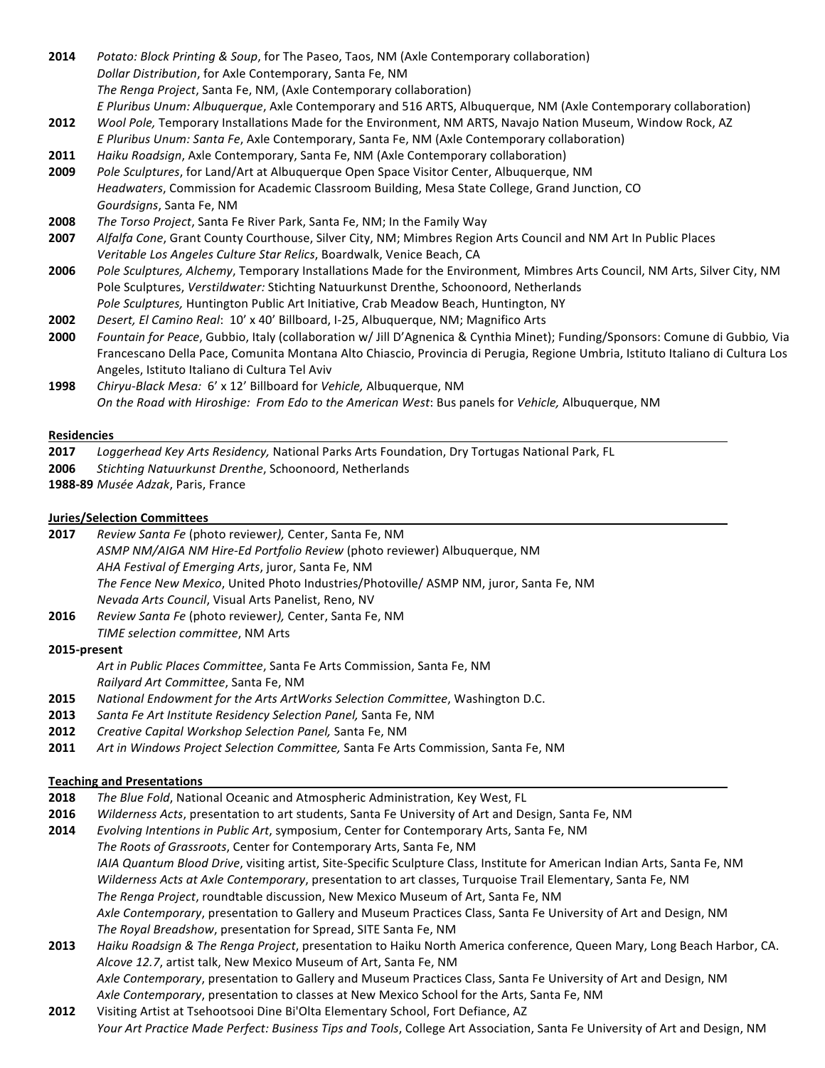**2014** *Potato: Block Printing & Soup*, for The Paseo, Taos, NM (Axle Contemporary collaboration)
*Dollar Distribution*, for Axle Contemporary, Santa Fe, NM
*The Renga Project*, Santa Fe, NM, (Axle Contemporary collaboration)
*E Pluribus Unum: Albuquerque*, Axle Contemporary and 516 ARTS, Albuquerque, NM (Axle Contemporary collaboration)

**2012** *Wool Pole,* Temporary Installations Made for the Environment, NM ARTS, Navajo Nation Museum, Window Rock, AZ
*E Pluribus Unum: Santa Fe*, Axle Contemporary, Santa Fe, NM (Axle Contemporary collaboration)

**2011** *Haiku Roadsign*, Axle Contemporary, Santa Fe, NM (Axle Contemporary collaboration)

**2009** *Pole Sculptures*, for Land/Art at Albuquerque Open Space Visitor Center, Albuquerque, NM
*Headwaters*, Commission for Academic Classroom Building, Mesa State College, Grand Junction, CO
*Gourdsigns*, Santa Fe, NM

**2008** *The Torso Project*, Santa Fe River Park, Santa Fe, NM; In the Family Way

**2007** *Alfalfa Cone*, Grant County Courthouse, Silver City, NM; Mimbres Region Arts Council and NM Art In Public Places
*Veritable Los Angeles Culture Star Relics*, Boardwalk, Venice Beach, CA

**2006** *Pole Sculptures, Alchemy*, Temporary Installations Made for the Environment*,* Mimbres Arts Council, NM Arts, Silver City, NM
Pole Sculptures, *Verstildwater:* Stichting Natuurkunst Drenthe, Schoonoord, Netherlands
*Pole Sculptures,* Huntington Public Art Initiative, Crab Meadow Beach, Huntington, NY

**2002** *Desert, El Camino Real*: 10' x 40' Billboard, I-25, Albuquerque, NM; Magnifico Arts

**2000** *Fountain for Peace*, Gubbio, Italy (collaboration w/ Jill D'Agnenica & Cynthia Minet); Funding/Sponsors: Comune di Gubbio*,* Via Francescano Della Pace, Comunita Montana Alto Chiascio, Provincia di Perugia, Regione Umbria, Istituto Italiano di Cultura Los Angeles, Istituto Italiano di Cultura Tel Aviv

**1998** *Chiryu-Black Mesa:* 6' x 12' Billboard for *Vehicle,* Albuquerque, NM
*On the Road with Hiroshige: From Edo to the American West*: Bus panels for *Vehicle,* Albuquerque, NM

**Residencies**

**2017** *Loggerhead Key Arts Residency,* National Parks Arts Foundation, Dry Tortugas National Park, FL

**2006** *Stichting Natuurkunst Drenthe*, Schoonoord, Netherlands

**1988-89** *Musée Adzak*, Paris, France

**Juries/Selection Committees**

**2017** *Review Santa Fe* (photo reviewer*),* Center, Santa Fe, NM
*ASMP NM/AIGA NM Hire-Ed Portfolio Review* (photo reviewer) Albuquerque, NM
*AHA Festival of Emerging Arts*, juror, Santa Fe, NM
*The Fence New Mexico*, United Photo Industries/Photoville/ ASMP NM, juror, Santa Fe, NM
*Nevada Arts Council*, Visual Arts Panelist, Reno, NV

**2016** *Review Santa Fe* (photo reviewer*),* Center, Santa Fe, NM
*TIME selection committee*, NM Arts

**2015-present**
*Art in Public Places Committee*, Santa Fe Arts Commission, Santa Fe, NM
*Railyard Art Committee*, Santa Fe, NM

**2015** *National Endowment for the Arts ArtWorks Selection Committee*, Washington D.C.

**2013** *Santa Fe Art Institute Residency Selection Panel,* Santa Fe, NM

**2012** *Creative Capital Workshop Selection Panel,* Santa Fe, NM

**2011** *Art in Windows Project Selection Committee,* Santa Fe Arts Commission, Santa Fe, NM

**Teaching and Presentations**

**2018** *The Blue Fold*, National Oceanic and Atmospheric Administration, Key West, FL

**2016** *Wilderness Acts*, presentation to art students, Santa Fe University of Art and Design, Santa Fe, NM

**2014** *Evolving Intentions in Public Art*, symposium, Center for Contemporary Arts, Santa Fe, NM
*The Roots of Grassroots*, Center for Contemporary Arts, Santa Fe, NM
*IAIA Quantum Blood Drive*, visiting artist, Site-Specific Sculpture Class, Institute for American Indian Arts, Santa Fe, NM
*Wilderness Acts at Axle Contemporary*, presentation to art classes, Turquoise Trail Elementary, Santa Fe, NM
*The Renga Project*, roundtable discussion, New Mexico Museum of Art, Santa Fe, NM
*Axle Contemporary*, presentation to Gallery and Museum Practices Class, Santa Fe University of Art and Design, NM
*The Royal Breadshow*, presentation for Spread, SITE Santa Fe, NM

**2013** *Haiku Roadsign & The Renga Project*, presentation to Haiku North America conference, Queen Mary, Long Beach Harbor, CA.
*Alcove 12.7*, artist talk, New Mexico Museum of Art, Santa Fe, NM
*Axle Contemporary*, presentation to Gallery and Museum Practices Class, Santa Fe University of Art and Design, NM
*Axle Contemporary*, presentation to classes at New Mexico School for the Arts, Santa Fe, NM

**2012** Visiting Artist at Tsehootsooi Dine Bi'Olta Elementary School, Fort Defiance, AZ
*Your Art Practice Made Perfect: Business Tips and Tools*, College Art Association, Santa Fe University of Art and Design, NM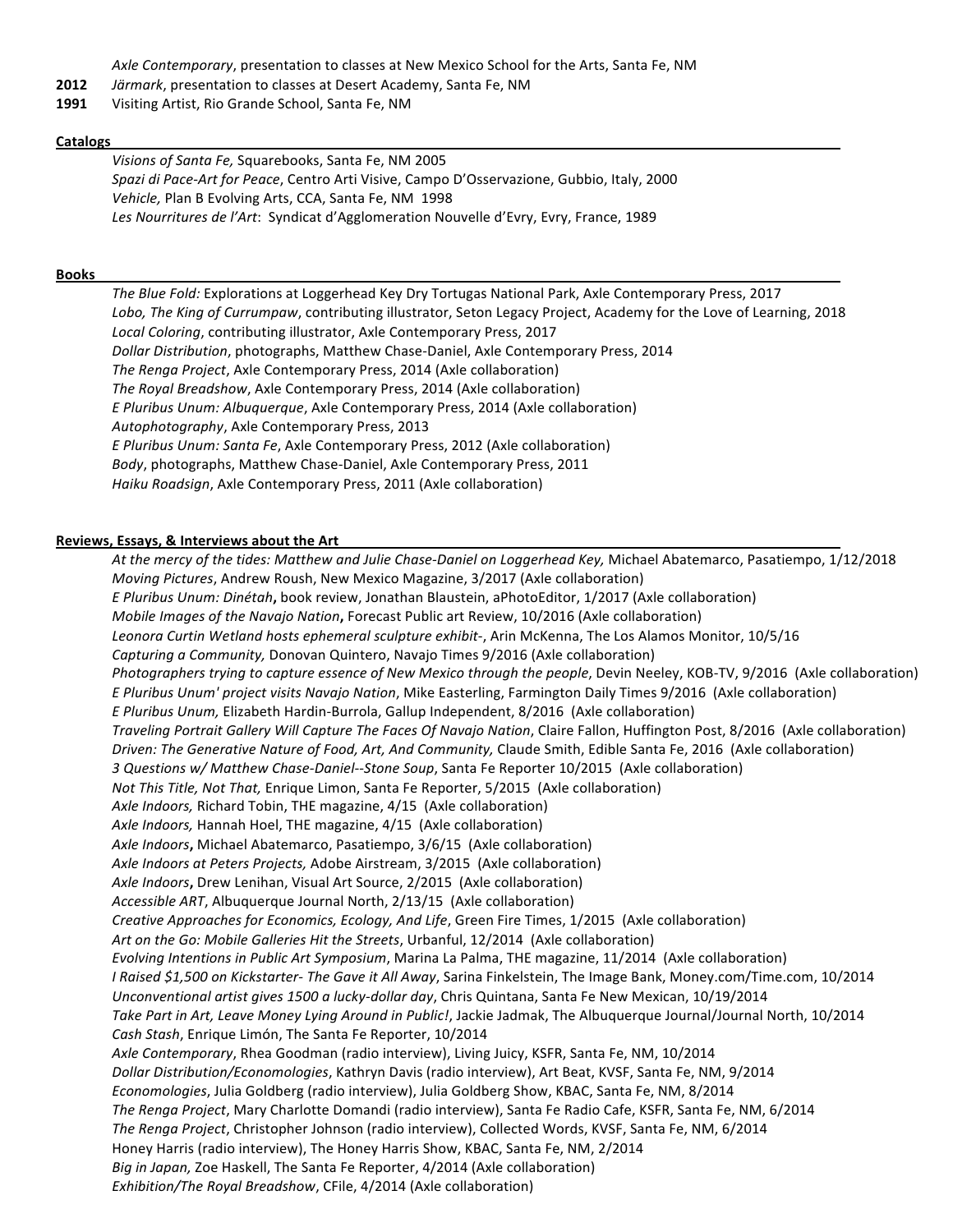*Axle Contemporary*, presentation to classes at New Mexico School for the Arts, Santa Fe, NM

**2012** *Järmark*, presentation to classes at Desert Academy, Santa Fe, NM

**1991** Visiting Artist, Rio Grande School, Santa Fe, NM

## Catalogs

*Visions of Santa Fe,* Squarebooks, Santa Fe, NM 2005
*Spazi di Pace-Art for Peace*, Centro Arti Visive, Campo D'Osservazione, Gubbio, Italy, 2000
*Vehicle,* Plan B Evolving Arts, CCA, Santa Fe, NM 1998
*Les Nourritures de l'Art*: Syndicat d'Agglomeration Nouvelle d'Evry, Evry, France, 1989

## Books

*The Blue Fold:* Explorations at Loggerhead Key Dry Tortugas National Park, Axle Contemporary Press, 2017
*Lobo, The King of Currumpaw*, contributing illustrator, Seton Legacy Project, Academy for the Love of Learning, 2018
*Local Coloring*, contributing illustrator, Axle Contemporary Press, 2017
*Dollar Distribution*, photographs, Matthew Chase-Daniel, Axle Contemporary Press, 2014
*The Renga Project*, Axle Contemporary Press, 2014 (Axle collaboration)
*The Royal Breadshow*, Axle Contemporary Press, 2014 (Axle collaboration)
*E Pluribus Unum: Albuquerque*, Axle Contemporary Press, 2014 (Axle collaboration)
*Autophotography*, Axle Contemporary Press, 2013
*E Pluribus Unum: Santa Fe*, Axle Contemporary Press, 2012 (Axle collaboration)
*Body*, photographs, Matthew Chase-Daniel, Axle Contemporary Press, 2011
*Haiku Roadsign*, Axle Contemporary Press, 2011 (Axle collaboration)

## Reviews, Essays, & Interviews about the Art

*At the mercy of the tides: Matthew and Julie Chase-Daniel on Loggerhead Key,* Michael Abatemarco, Pasatiempo, 1/12/2018
*Moving Pictures*, Andrew Roush, New Mexico Magazine, 3/2017 (Axle collaboration)
*E Pluribus Unum: Dinétah***,** book review, Jonathan Blaustein, aPhotoEditor, 1/2017 (Axle collaboration)
*Mobile Images of the Navajo Nation***,** Forecast Public art Review, 10/2016 (Axle collaboration)
*Leonora Curtin Wetland hosts ephemeral sculpture exhibit-*, Arin McKenna, The Los Alamos Monitor, 10/5/16
*Capturing a Community,* Donovan Quintero, Navajo Times 9/2016 (Axle collaboration)
*Photographers trying to capture essence of New Mexico through the people*, Devin Neeley, KOB-TV, 9/2016 (Axle collaboration)
*E Pluribus Unum' project visits Navajo Nation*, Mike Easterling, Farmington Daily Times 9/2016 (Axle collaboration)
*E Pluribus Unum,* Elizabeth Hardin-Burrola, Gallup Independent, 8/2016 (Axle collaboration)
*Traveling Portrait Gallery Will Capture The Faces Of Navajo Nation*, Claire Fallon, Huffington Post, 8/2016 (Axle collaboration)
*Driven: The Generative Nature of Food, Art, And Community,* Claude Smith, Edible Santa Fe, 2016 (Axle collaboration)
*3 Questions w/ Matthew Chase-Daniel--Stone Soup*, Santa Fe Reporter 10/2015 (Axle collaboration)
*Not This Title, Not That,* Enrique Limon, Santa Fe Reporter, 5/2015 (Axle collaboration)
*Axle Indoors,* Richard Tobin, THE magazine, 4/15 (Axle collaboration)
*Axle Indoors,* Hannah Hoel, THE magazine, 4/15 (Axle collaboration)
*Axle Indoors***,** Michael Abatemarco, Pasatiempo, 3/6/15 (Axle collaboration)
*Axle Indoors at Peters Projects,* Adobe Airstream, 3/2015 (Axle collaboration)
*Axle Indoors***,** Drew Lenihan, Visual Art Source, 2/2015 (Axle collaboration)
*Accessible ART*, Albuquerque Journal North, 2/13/15 (Axle collaboration)
*Creative Approaches for Economics, Ecology, And Life*, Green Fire Times, 1/2015 (Axle collaboration)
*Art on the Go: Mobile Galleries Hit the Streets*, Urbanful, 12/2014 (Axle collaboration)
*Evolving Intentions in Public Art Symposium*, Marina La Palma, THE magazine, 11/2014 (Axle collaboration)
*I Raised $1,500 on Kickstarter- The Gave it All Away*, Sarina Finkelstein, The Image Bank, Money.com/Time.com, 10/2014
*Unconventional artist gives 1500 a lucky-dollar day*, Chris Quintana, Santa Fe New Mexican, 10/19/2014
*Take Part in Art, Leave Money Lying Around in Public!*, Jackie Jadmak, The Albuquerque Journal/Journal North, 10/2014
*Cash Stash*, Enrique Limón, The Santa Fe Reporter, 10/2014
*Axle Contemporary*, Rhea Goodman (radio interview), Living Juicy, KSFR, Santa Fe, NM, 10/2014
*Dollar Distribution/Economologies*, Kathryn Davis (radio interview), Art Beat, KVSF, Santa Fe, NM, 9/2014
*Economologies*, Julia Goldberg (radio interview), Julia Goldberg Show, KBAC, Santa Fe, NM, 8/2014
*The Renga Project*, Mary Charlotte Domandi (radio interview), Santa Fe Radio Cafe, KSFR, Santa Fe, NM, 6/2014
*The Renga Project*, Christopher Johnson (radio interview), Collected Words, KVSF, Santa Fe, NM, 6/2014
Honey Harris (radio interview), The Honey Harris Show, KBAC, Santa Fe, NM, 2/2014
*Big in Japan,* Zoe Haskell, The Santa Fe Reporter, 4/2014 (Axle collaboration)
*Exhibition/The Royal Breadshow*, CFile, 4/2014 (Axle collaboration)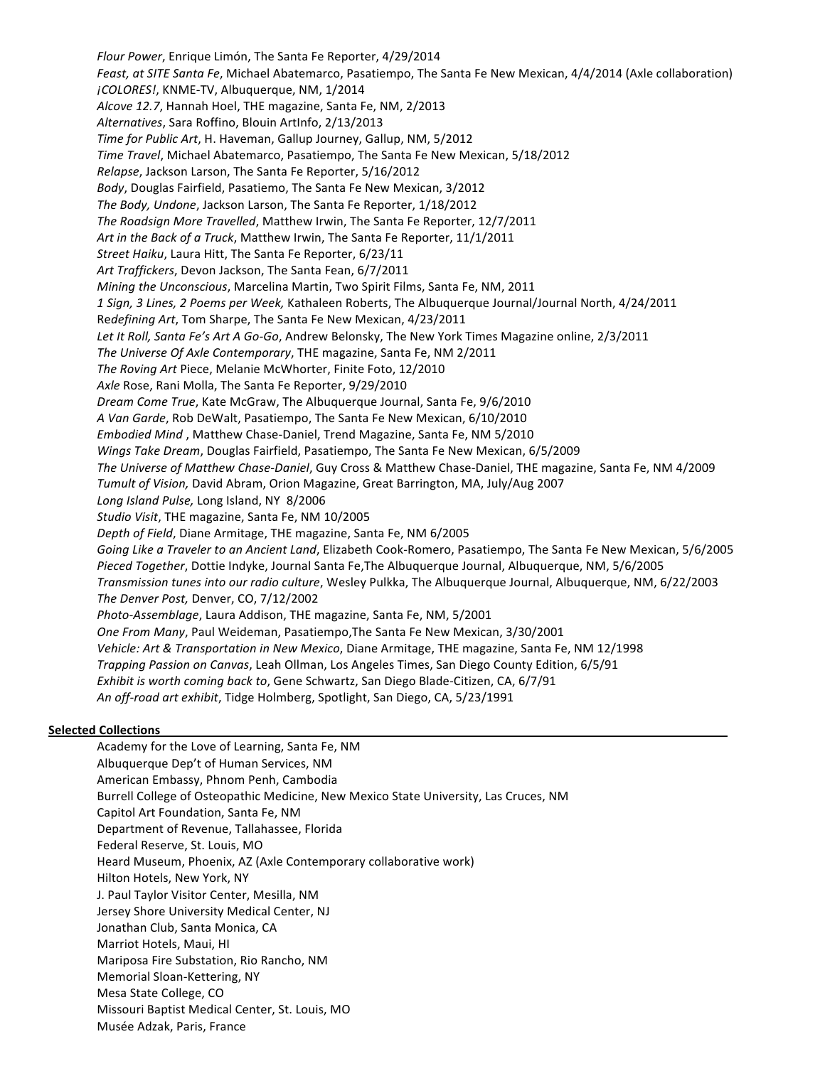*Flour Power*, Enrique Limón, The Santa Fe Reporter, 4/29/2014
*Feast, at SITE Santa Fe*, Michael Abatemarco, Pasatiempo, The Santa Fe New Mexican, 4/4/2014 (Axle collaboration)
*¡COLORES!*, KNME-TV, Albuquerque, NM, 1/2014
*Alcove 12.7*, Hannah Hoel, THE magazine, Santa Fe, NM, 2/2013
*Alternatives*, Sara Roffino, Blouin ArtInfo, 2/13/2013
*Time for Public Art*, H. Haveman, Gallup Journey, Gallup, NM, 5/2012
*Time Travel*, Michael Abatemarco, Pasatiempo, The Santa Fe New Mexican, 5/18/2012
*Relapse*, Jackson Larson, The Santa Fe Reporter, 5/16/2012
*Body*, Douglas Fairfield, Pasatiemo, The Santa Fe New Mexican, 3/2012
*The Body, Undone*, Jackson Larson, The Santa Fe Reporter, 1/18/2012
*The Roadsign More Travelled*, Matthew Irwin, The Santa Fe Reporter, 12/7/2011
*Art in the Back of a Truck*, Matthew Irwin, The Santa Fe Reporter, 11/1/2011
*Street Haiku*, Laura Hitt, The Santa Fe Reporter, 6/23/11
*Art Traffickers*, Devon Jackson, The Santa Fean, 6/7/2011
*Mining the Unconscious*, Marcelina Martin, Two Spirit Films, Santa Fe, NM, 2011
*1 Sign, 3 Lines, 2 Poems per Week,* Kathaleen Roberts, The Albuquerque Journal/Journal North, 4/24/2011
Re*defining Art*, Tom Sharpe, The Santa Fe New Mexican, 4/23/2011
*Let It Roll, Santa Fe's Art A Go-Go*, Andrew Belonsky, The New York Times Magazine online, 2/3/2011
*The Universe Of Axle Contemporary*, THE magazine, Santa Fe, NM 2/2011
*The Roving Art* Piece, Melanie McWhorter, Finite Foto, 12/2010
*Axle* Rose, Rani Molla, The Santa Fe Reporter, 9/29/2010
*Dream Come True*, Kate McGraw, The Albuquerque Journal, Santa Fe, 9/6/2010
*A Van Garde*, Rob DeWalt, Pasatiempo, The Santa Fe New Mexican, 6/10/2010
*Embodied Mind* , Matthew Chase-Daniel, Trend Magazine, Santa Fe, NM 5/2010
*Wings Take Dream*, Douglas Fairfield, Pasatiempo, The Santa Fe New Mexican, 6/5/2009
*The Universe of Matthew Chase-Daniel*, Guy Cross & Matthew Chase-Daniel, THE magazine, Santa Fe, NM 4/2009
*Tumult of Vision,* David Abram, Orion Magazine, Great Barrington, MA, July/Aug 2007
*Long Island Pulse,* Long Island, NY 8/2006
*Studio Visit*, THE magazine, Santa Fe, NM 10/2005
*Depth of Field*, Diane Armitage, THE magazine, Santa Fe, NM 6/2005
*Going Like a Traveler to an Ancient Land*, Elizabeth Cook-Romero, Pasatiempo, The Santa Fe New Mexican, 5/6/2005
*Pieced Together*, Dottie Indyke, Journal Santa Fe,The Albuquerque Journal, Albuquerque, NM, 5/6/2005
*Transmission tunes into our radio culture*, Wesley Pulkka, The Albuquerque Journal, Albuquerque, NM, 6/22/2003
*The Denver Post,* Denver, CO, 7/12/2002
*Photo-Assemblage*, Laura Addison, THE magazine, Santa Fe, NM, 5/2001
*One From Many*, Paul Weideman, Pasatiempo,The Santa Fe New Mexican, 3/30/2001
*Vehicle: Art & Transportation in New Mexico*, Diane Armitage, THE magazine, Santa Fe, NM 12/1998
*Trapping Passion on Canvas*, Leah Ollman, Los Angeles Times, San Diego County Edition, 6/5/91
*Exhibit is worth coming back to*, Gene Schwartz, San Diego Blade-Citizen, CA, 6/7/91
*An off-road art exhibit*, Tidge Holmberg, Spotlight, San Diego, CA, 5/23/1991

**Selected Collections**

Academy for the Love of Learning, Santa Fe, NM
Albuquerque Dep't of Human Services, NM
American Embassy, Phnom Penh, Cambodia
Burrell College of Osteopathic Medicine, New Mexico State University, Las Cruces, NM
Capitol Art Foundation, Santa Fe, NM
Department of Revenue, Tallahassee, Florida
Federal Reserve, St. Louis, MO
Heard Museum, Phoenix, AZ (Axle Contemporary collaborative work)
Hilton Hotels, New York, NY
J. Paul Taylor Visitor Center, Mesilla, NM
Jersey Shore University Medical Center, NJ
Jonathan Club, Santa Monica, CA
Marriot Hotels, Maui, HI
Mariposa Fire Substation, Rio Rancho, NM
Memorial Sloan-Kettering, NY
Mesa State College, CO
Missouri Baptist Medical Center, St. Louis, MO
Musée Adzak, Paris, France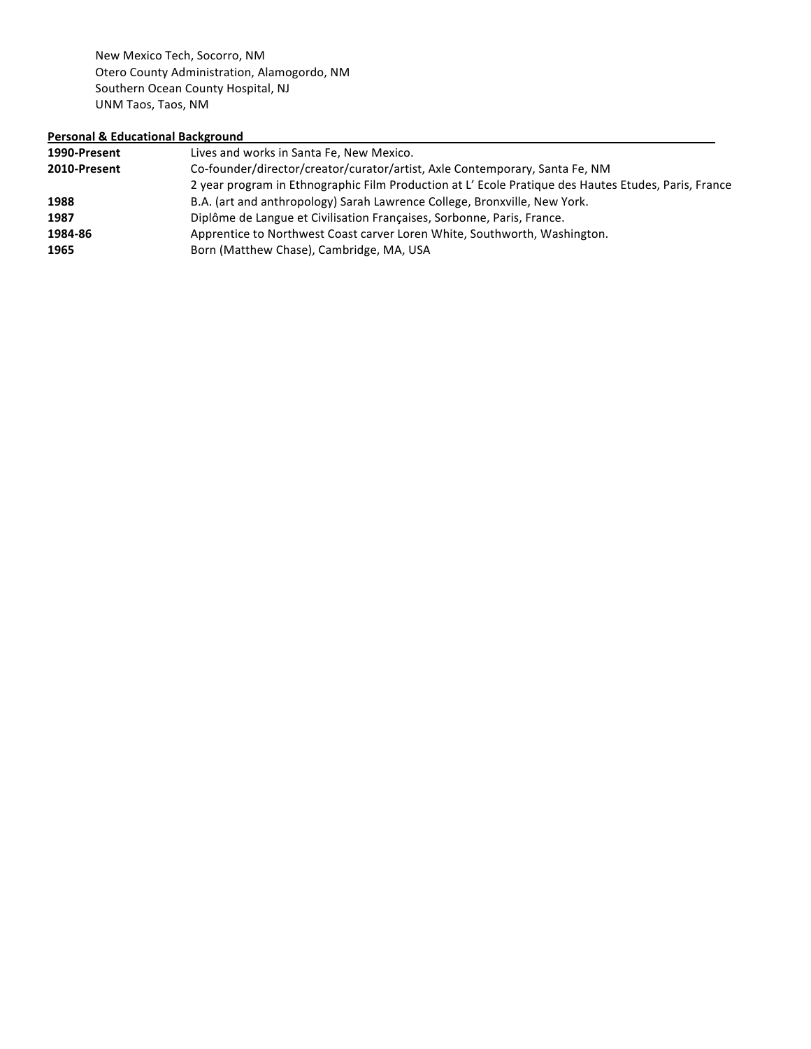New Mexico Tech, Socorro, NM
Otero County Administration, Alamogordo, NM
Southern Ocean County Hospital, NJ
UNM Taos, Taos, NM

**Personal & Educational Background**

| | |
|---|---|
| **1990-Present** | Lives and works in Santa Fe, New Mexico. |
| **2010-Present** | Co-founder/director/creator/curator/artist, Axle Contemporary, Santa Fe, NM |
| | 2 year program in Ethnographic Film Production at L' Ecole Pratique des Hautes Etudes, Paris, France |
| **1988** | B.A. (art and anthropology) Sarah Lawrence College, Bronxville, New York. |
| **1987** | Diplôme de Langue et Civilisation Françaises, Sorbonne, Paris, France. |
| **1984-86** | Apprentice to Northwest Coast carver Loren White, Southworth, Washington. |
| **1965** | Born (Matthew Chase), Cambridge, MA, USA |